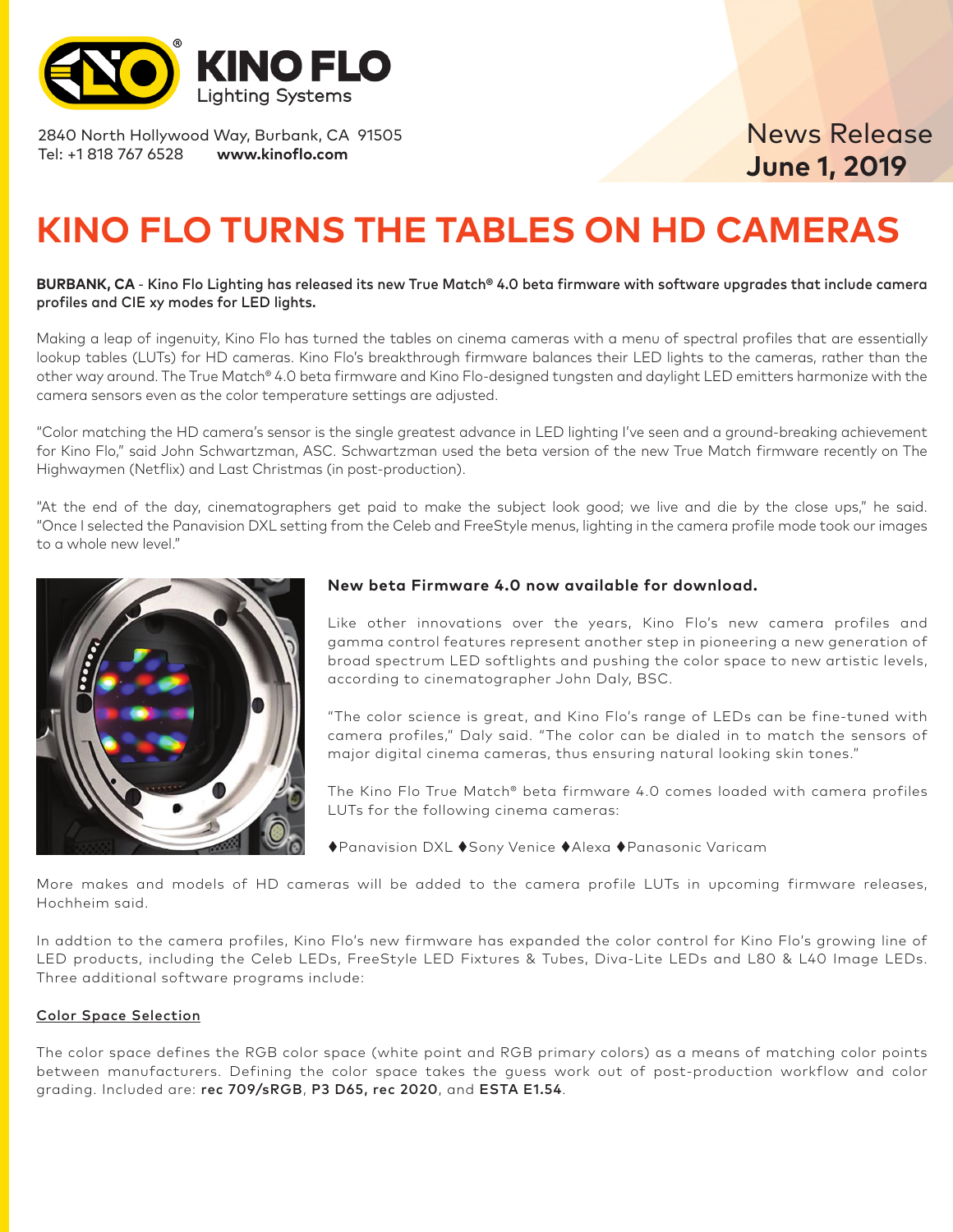KINO FLO
Lighting Systems

2840 North Hollywood Way, Burbank, CA 91505
Tel: +1 818 767 6528 **www.kinoflo.com**

News Release
**June 1, 2019**

# KINO FLO TURNS THE TABLES ON HD CAMERAS

**BURBANK, CA - Kino Flo Lighting has released its new True Match® 4.0 beta firmware with software upgrades that include camera profiles and CIE xy modes for LED lights.**

Making a leap of ingenuity, Kino Flo has turned the tables on cinema cameras with a menu of spectral profiles that are essentially lookup tables (LUTs) for HD cameras. Kino Flo's breakthrough firmware balances their LED lights to the cameras, rather than the other way around. The True Match® 4.0 beta firmware and Kino Flo-designed tungsten and daylight LED emitters harmonize with the camera sensors even as the color temperature settings are adjusted.

"Color matching the HD camera's sensor is the single greatest advance in LED lighting I've seen and a ground-breaking achievement for Kino Flo," said John Schwartzman, ASC. Schwartzman used the beta version of the new True Match firmware recently on The Highwaymen (Netflix) and Last Christmas (in post-production).

"At the end of the day, cinematographers get paid to make the subject look good; we live and die by the close ups," he said. "Once I selected the Panavision DXL setting from the Celeb and FreeStyle menus, lighting in the camera profile mode took our images to a whole new level."

### New beta Firmware 4.0 now available for download.

Like other innovations over the years, Kino Flo's new camera profiles and gamma control features represent another step in pioneering a new generation of broad spectrum LED softlights and pushing the color space to new artistic levels, according to cinematographer John Daly, BSC.

"The color science is great, and Kino Flo's range of LEDs can be fine-tuned with camera profiles," Daly said. "The color can be dialed in to match the sensors of major digital cinema cameras, thus ensuring natural looking skin tones."

The Kino Flo True Match® beta firmware 4.0 comes loaded with camera profiles LUTs for the following cinema cameras:

♦Panavision DXL ♦Sony Venice ♦Alexa ♦Panasonic Varicam

More makes and models of HD cameras will be added to the camera profile LUTs in upcoming firmware releases, Hochheim said.

In addtion to the camera profiles, Kino Flo's new firmware has expanded the color control for Kino Flo's growing line of LED products, including the Celeb LEDs, FreeStyle LED Fixtures & Tubes, Diva-Lite LEDs and L80 & L40 Image LEDs. Three additional software programs include:

<u>Color Space Selection</u>

The color space defines the RGB color space (white point and RGB primary colors) as a means of matching color points between manufacturers. Defining the color space takes the guess work out of post-production workflow and color grading. Included are: **rec 709/sRGB**, **P3 D65, rec 2020**, and **ESTA E1.54**.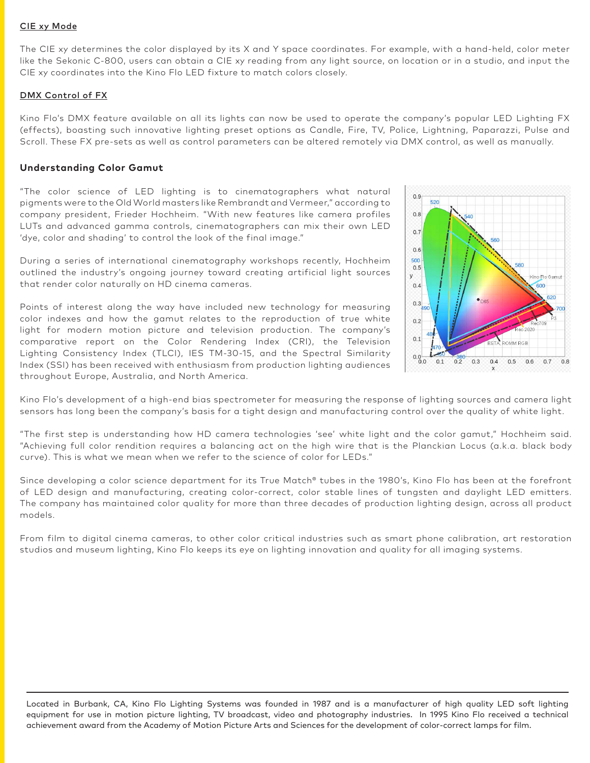## CIE xy Mode

The CIE xy determines the color displayed by its X and Y space coordinates. For example, with a hand-held, color meter like the Sekonic C-800, users can obtain a CIE xy reading from any light source, on location or in a studio, and input the CIE xy coordinates into the Kino Flo LED fixture to match colors closely.

## DMX Control of FX

Kino Flo's DMX feature available on all its lights can now be used to operate the company's popular LED Lighting FX (effects), boasting such innovative lighting preset options as Candle, Fire, TV, Police, Lightning, Paparazzi, Pulse and Scroll. These FX pre-sets as well as control parameters can be altered remotely via DMX control, as well as manually.

## Understanding Color Gamut

"The color science of LED lighting is to cinematographers what natural pigments were to the Old World masters like Rembrandt and Vermeer," according to company president, Frieder Hochheim. "With new features like camera profiles LUTs and advanced gamma controls, cinematographers can mix their own LED 'dye, color and shading' to control the look of the final image."

During a series of international cinematography workshops recently, Hochheim outlined the industry's ongoing journey toward creating artificial light sources that render color naturally on HD cinema cameras.

Points of interest along the way have included new technology for measuring color indexes and how the gamut relates to the reproduction of true white light for modern motion picture and television production. The company's comparative report on the Color Rendering Index (CRI), the Television Lighting Consistency Index (TLCI), IES TM-30-15, and the Spectral Similarity Index (SSI) has been received with enthusiasm from production lighting audiences throughout Europe, Australia, and North America.

0.9
0.8
0.7
0.6
0.5
0.4
0.3
0.2
0.1
0.0
y
0.0 0.1 0.2 0.3 0.4 0.5 0.6 0.7 0.8
x
520
540
560
580
600
620
700
500
490
480
470
460
380
D65
Kino Flo Gamut
P3
Rec709
Rec 2020
ESTA ROMM RGB

Kino Flo's development of a high-end bias spectrometer for measuring the response of lighting sources and camera light sensors has long been the company's basis for a tight design and manufacturing control over the quality of white light.

"The first step is understanding how HD camera technologies 'see' white light and the color gamut," Hochheim said. "Achieving full color rendition requires a balancing act on the high wire that is the Planckian Locus (a.k.a. black body curve). This is what we mean when we refer to the science of color for LEDs."

Since developing a color science department for its True Match® tubes in the 1980's, Kino Flo has been at the forefront of LED design and manufacturing, creating color-correct, color stable lines of tungsten and daylight LED emitters. The company has maintained color quality for more than three decades of production lighting design, across all product models.

From film to digital cinema cameras, to other color critical industries such as smart phone calibration, art restoration studios and museum lighting, Kino Flo keeps its eye on lighting innovation and quality for all imaging systems.

---

Located in Burbank, CA, Kino Flo Lighting Systems was founded in 1987 and is a manufacturer of high quality LED soft lighting equipment for use in motion picture lighting, TV broadcast, video and photography industries. In 1995 Kino Flo received a technical achievement award from the Academy of Motion Picture Arts and Sciences for the development of color-correct lamps for film.